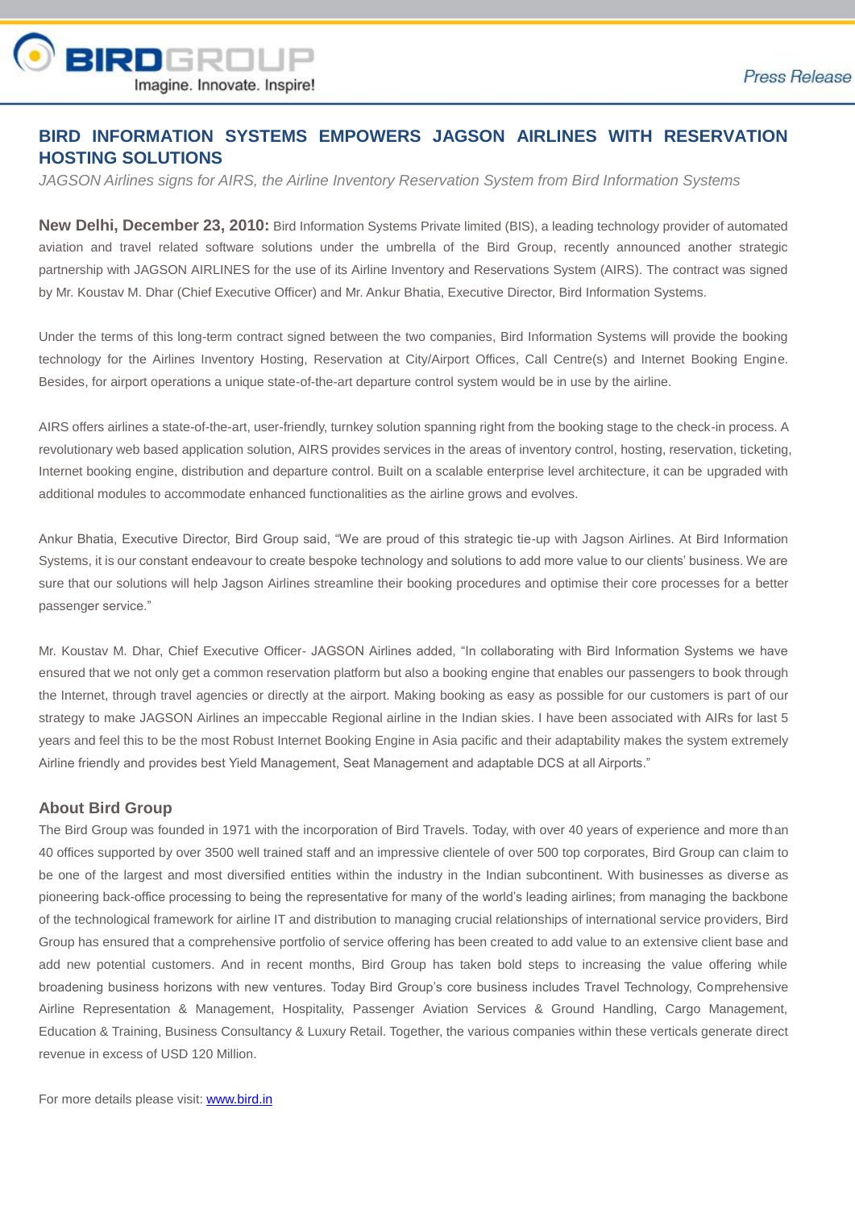BIRDGROUP

Imagine. Innovate. Inspire!

*Press Release*

## BIRD INFORMATION SYSTEMS EMPOWERS JAGSON AIRLINES WITH RESERVATION HOSTING SOLUTIONS

*JAGSON Airlines signs for AIRS, the Airline Inventory Reservation System from Bird Information Systems*

**New Delhi, December 23, 2010:** Bird Information Systems Private limited (BIS), a leading technology provider of automated aviation and travel related software solutions under the umbrella of the Bird Group, recently announced another strategic partnership with JAGSON AIRLINES for the use of its Airline Inventory and Reservations System (AIRS). The contract was signed by Mr. Koustav M. Dhar (Chief Executive Officer) and Mr. Ankur Bhatia, Executive Director, Bird Information Systems.

Under the terms of this long-term contract signed between the two companies, Bird Information Systems will provide the booking technology for the Airlines Inventory Hosting, Reservation at City/Airport Offices, Call Centre(s) and Internet Booking Engine. Besides, for airport operations a unique state-of-the-art departure control system would be in use by the airline.

AIRS offers airlines a state-of-the-art, user-friendly, turnkey solution spanning right from the booking stage to the check-in process. A revolutionary web based application solution, AIRS provides services in the areas of inventory control, hosting, reservation, ticketing, Internet booking engine, distribution and departure control. Built on a scalable enterprise level architecture, it can be upgraded with additional modules to accommodate enhanced functionalities as the airline grows and evolves.

Ankur Bhatia, Executive Director, Bird Group said, "We are proud of this strategic tie-up with Jagson Airlines. At Bird Information Systems, it is our constant endeavour to create bespoke technology and solutions to add more value to our clients' business. We are sure that our solutions will help Jagson Airlines streamline their booking procedures and optimise their core processes for a better passenger service."

Mr. Koustav M. Dhar, Chief Executive Officer- JAGSON Airlines added, "In collaborating with Bird Information Systems we have ensured that we not only get a common reservation platform but also a booking engine that enables our passengers to book through the Internet, through travel agencies or directly at the airport. Making booking as easy as possible for our customers is part of our strategy to make JAGSON Airlines an impeccable Regional airline in the Indian skies. I have been associated with AIRs for last 5 years and feel this to be the most Robust Internet Booking Engine in Asia pacific and their adaptability makes the system extremely Airline friendly and provides best Yield Management, Seat Management and adaptable DCS at all Airports."

### About Bird Group

The Bird Group was founded in 1971 with the incorporation of Bird Travels. Today, with over 40 years of experience and more than 40 offices supported by over 3500 well trained staff and an impressive clientele of over 500 top corporates, Bird Group can claim to be one of the largest and most diversified entities within the industry in the Indian subcontinent. With businesses as diverse as pioneering back-office processing to being the representative for many of the world's leading airlines; from managing the backbone of the technological framework for airline IT and distribution to managing crucial relationships of international service providers, Bird Group has ensured that a comprehensive portfolio of service offering has been created to add value to an extensive client base and add new potential customers. And in recent months, Bird Group has taken bold steps to increasing the value offering while broadening business horizons with new ventures. Today Bird Group's core business includes Travel Technology, Comprehensive Airline Representation & Management, Hospitality, Passenger Aviation Services & Ground Handling, Cargo Management, Education & Training, Business Consultancy & Luxury Retail. Together, the various companies within these verticals generate direct revenue in excess of USD 120 Million.

For more details please visit: [www.bird.in](http://www.bird.in)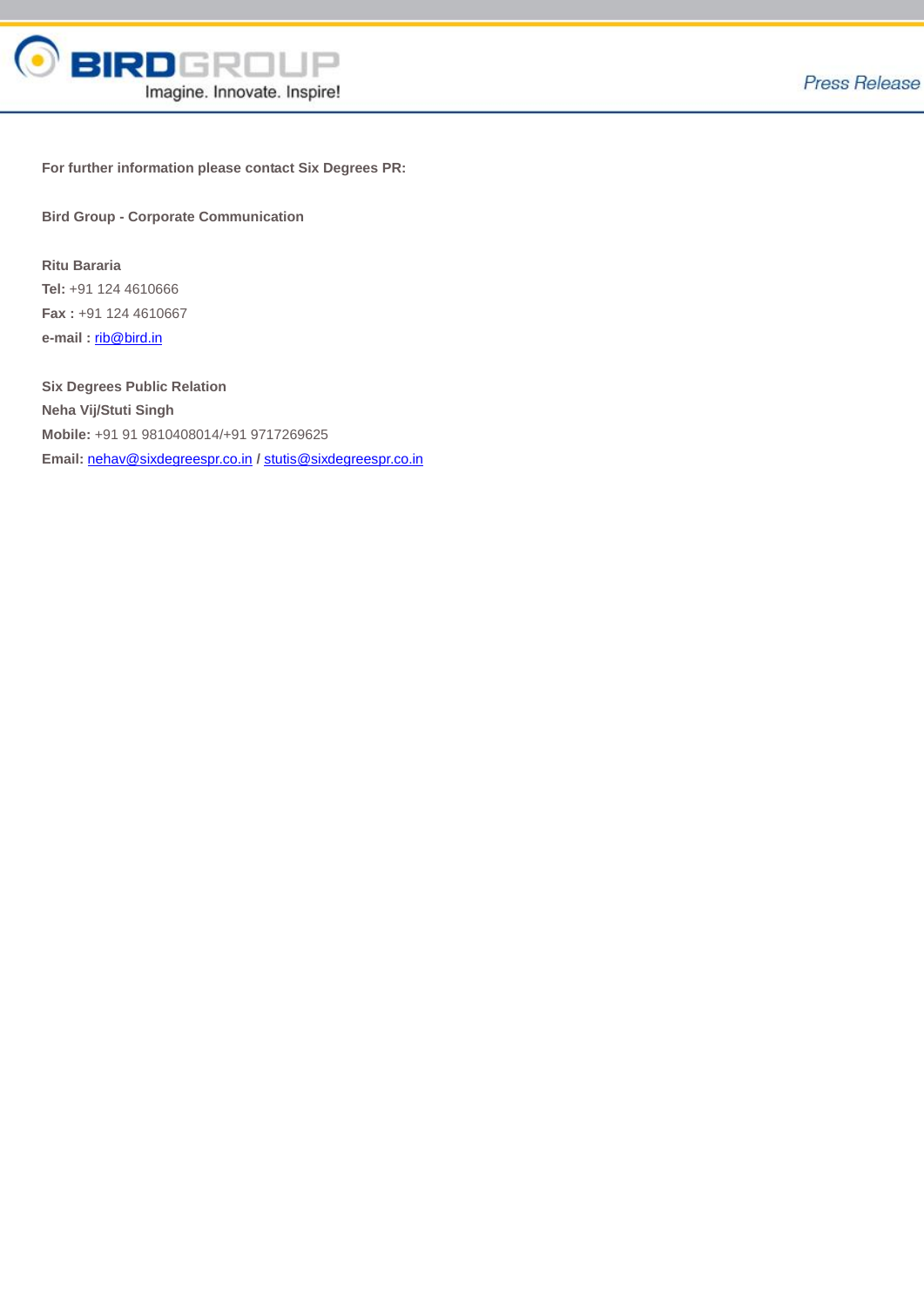**For further information please contact Six Degrees PR:**

**Bird Group - Corporate Communication**

**Ritu Bararia**
**Tel:** +91 124 4610666
**Fax :** +91 124 4610667
**e-mail :** rib@bird.in

**Six Degrees Public Relation**
**Neha Vij/Stuti Singh**
**Mobile:** +91 91 9810408014/+91 9717269625
**Email:** nehav@sixdegreespr.co.in **/** stutis@sixdegreespr.co.in